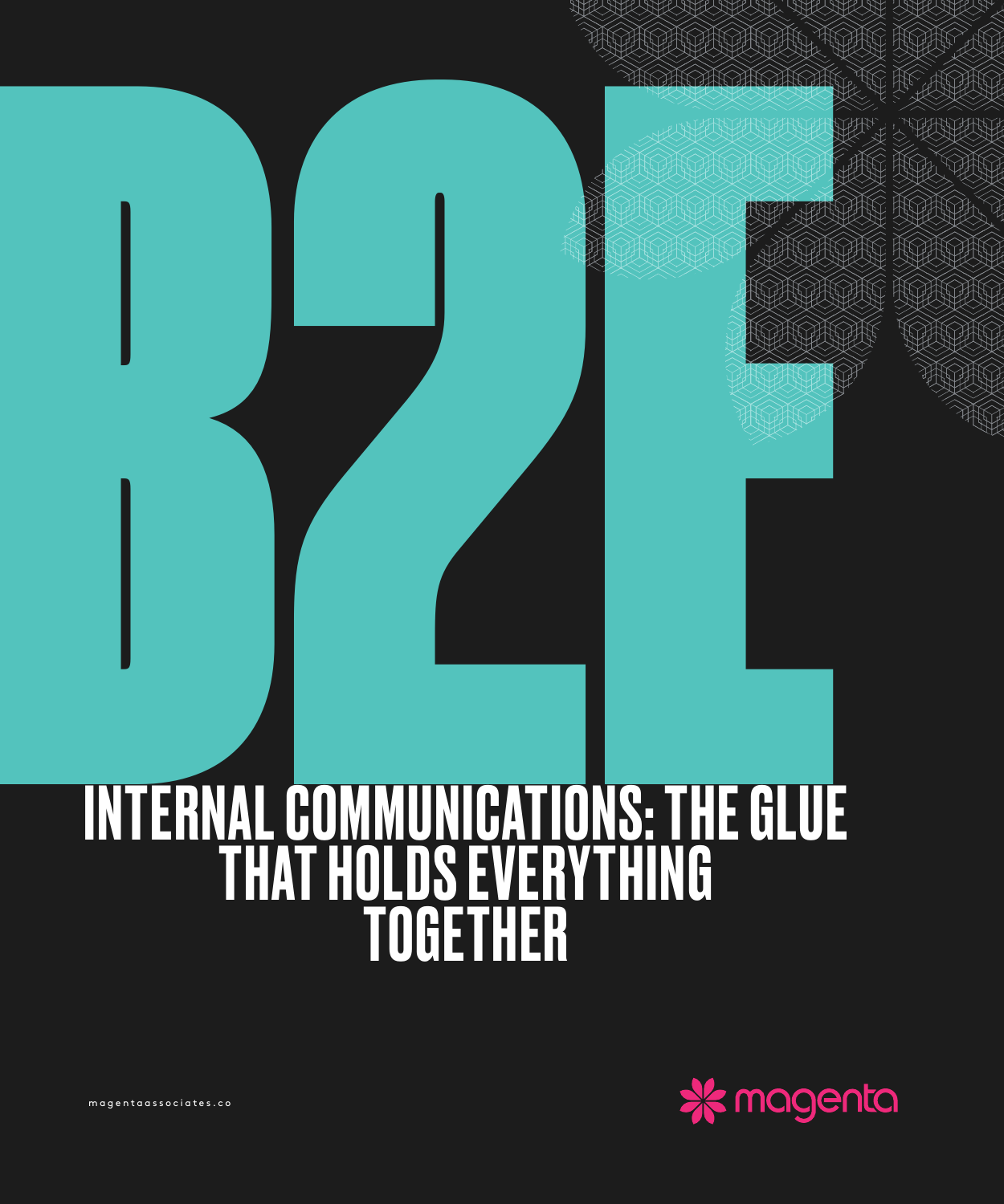# B2E

# INTERNAL COMMUNICATIONS: THE GLUE THAT HOLDS EVERYTHING TOGETHER

magentaassociates.co

magenta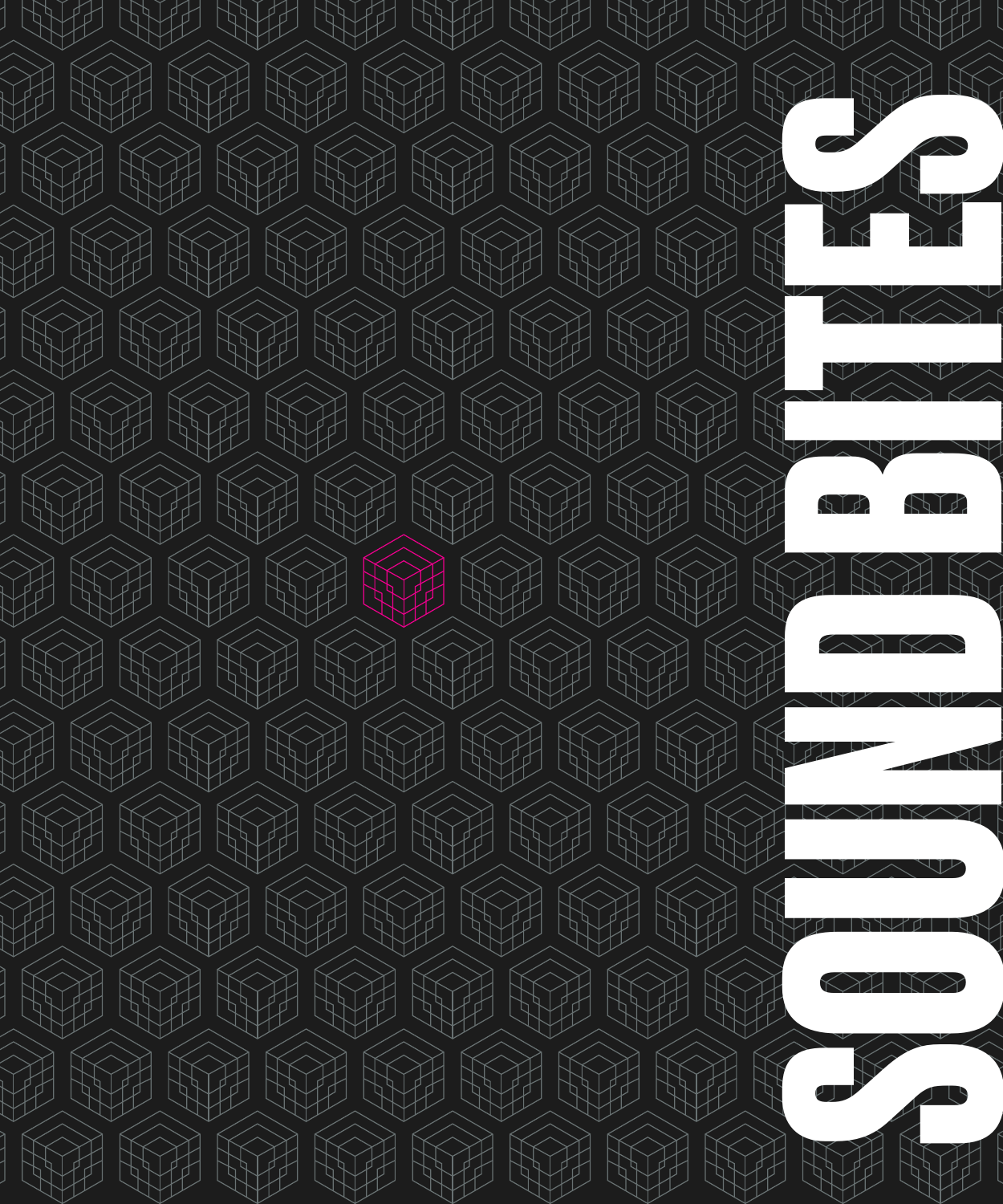# SOUNDBITES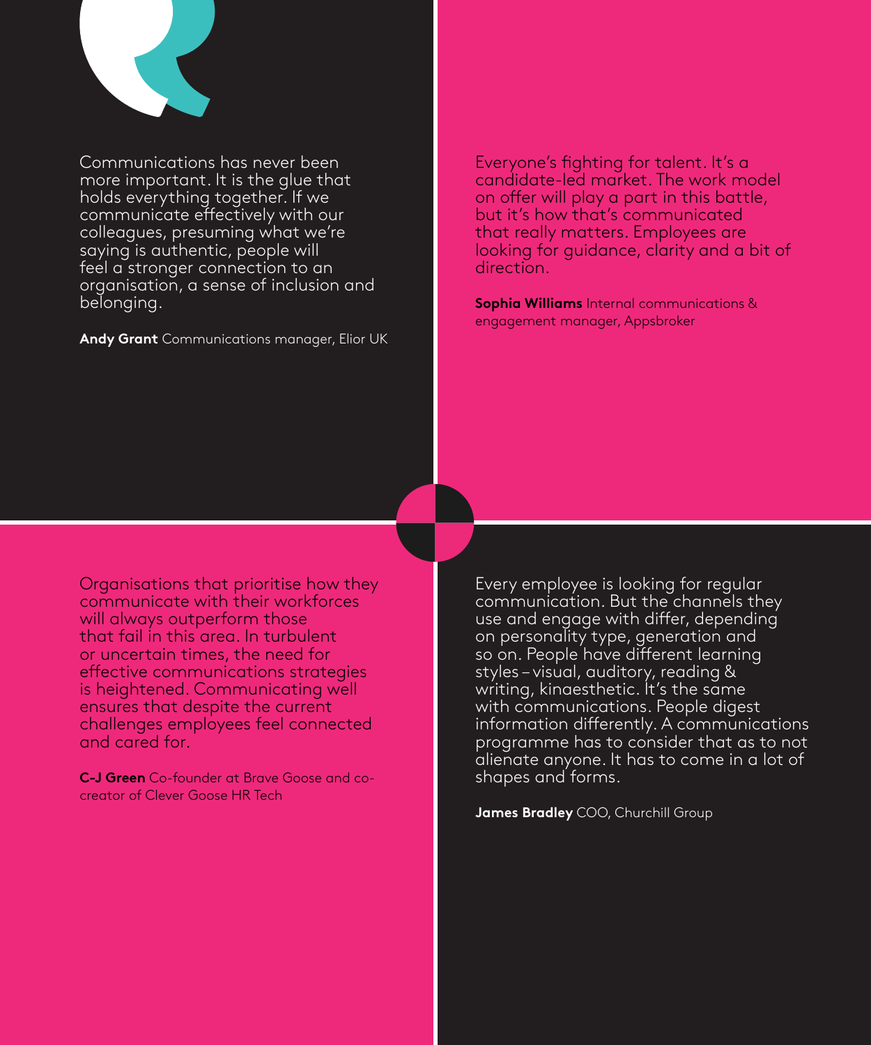Communications has never been more important. It is the glue that holds everything together. If we communicate effectively with our colleagues, presuming what we're saying is authentic, people will feel a stronger connection to an organisation, a sense of inclusion and belonging.

**Andy Grant** Communications manager, Elior UK

Everyone's fighting for talent. It's a candidate-led market. The work model on offer will play a part in this battle, but it's how that's communicated that really matters. Employees are looking for guidance, clarity and a bit of direction.

**Sophia Williams** Internal communications & engagement manager, Appsbroker

Organisations that prioritise how they communicate with their workforces will always outperform those that fail in this area. In turbulent or uncertain times, the need for effective communications strategies is heightened. Communicating well ensures that despite the current challenges employees feel connected and cared for.

**C-J Green** Co-founder at Brave Goose and co-creator of Clever Goose HR Tech

Every employee is looking for regular communication. But the channels they use and engage with differ, depending on personality type, generation and so on. People have different learning styles – visual, auditory, reading & writing, kinaesthetic. It's the same with communications. People digest information differently. A communications programme has to consider that as to not alienate anyone. It has to come in a lot of shapes and forms.

**James Bradley** COO, Churchill Group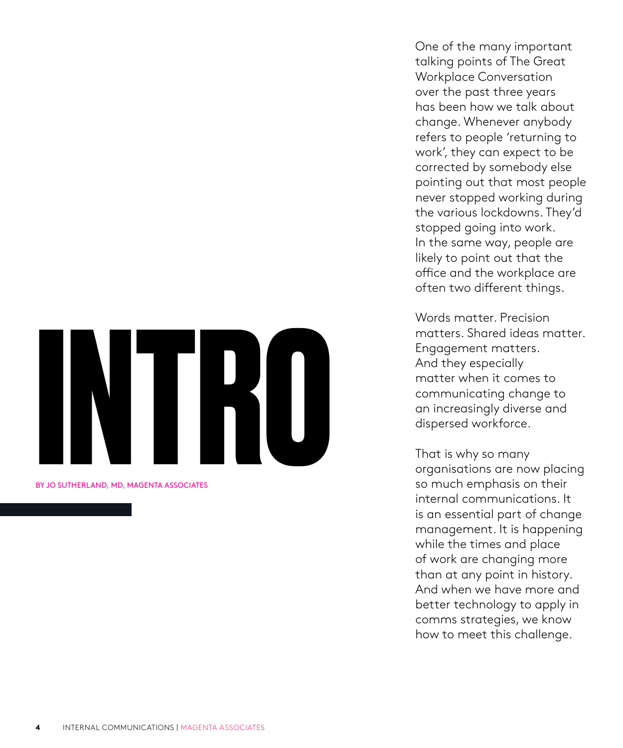# INTRO

BY JO SUTHERLAND, MD, MAGENTA ASSOCIATES

One of the many important talking points of The Great Workplace Conversation over the past three years has been how we talk about change. Whenever anybody refers to people 'returning to work', they can expect to be corrected by somebody else pointing out that most people never stopped working during the various lockdowns. They'd stopped going into work. In the same way, people are likely to point out that the office and the workplace are often two different things.

Words matter. Precision matters. Shared ideas matter. Engagement matters. And they especially matter when it comes to communicating change to an increasingly diverse and dispersed workforce.

That is why so many organisations are now placing so much emphasis on their internal communications. It is an essential part of change management. It is happening while the times and place of work are changing more than at any point in history. And when we have more and better technology to apply in comms strategies, we know how to meet this challenge.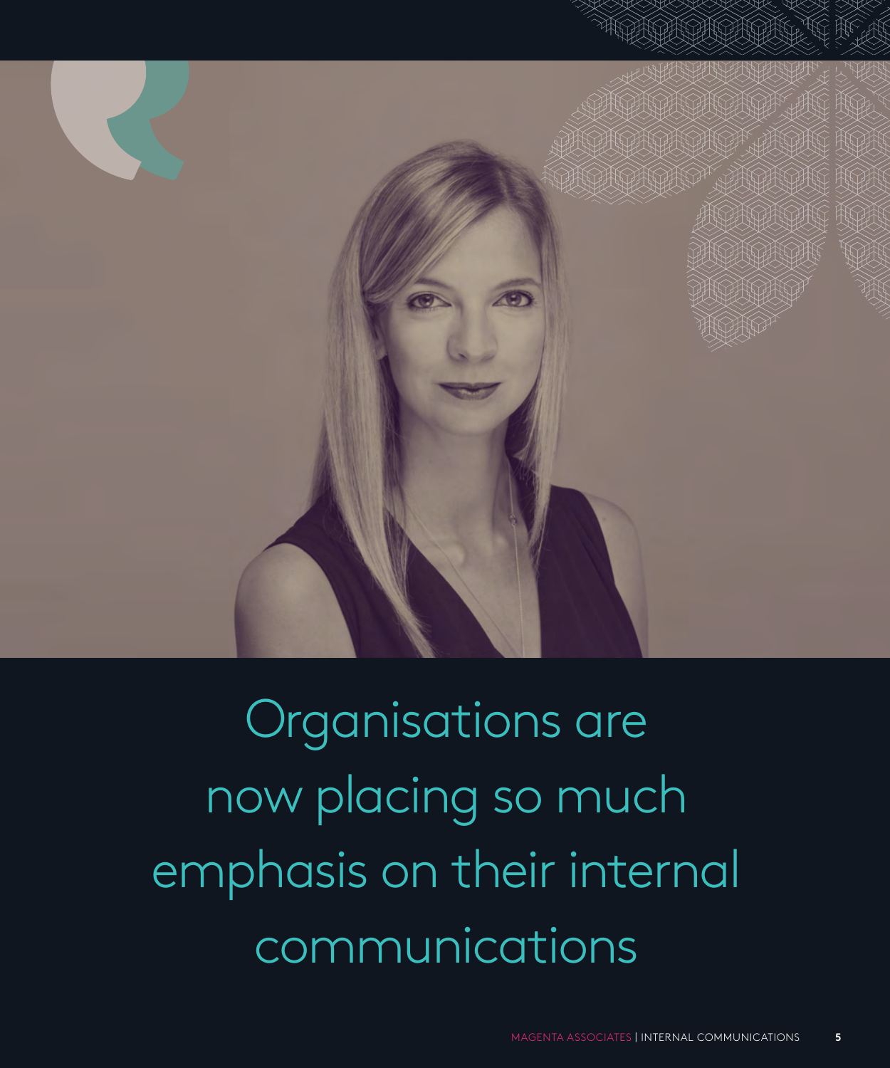Organisations are now placing so much emphasis on their internal communications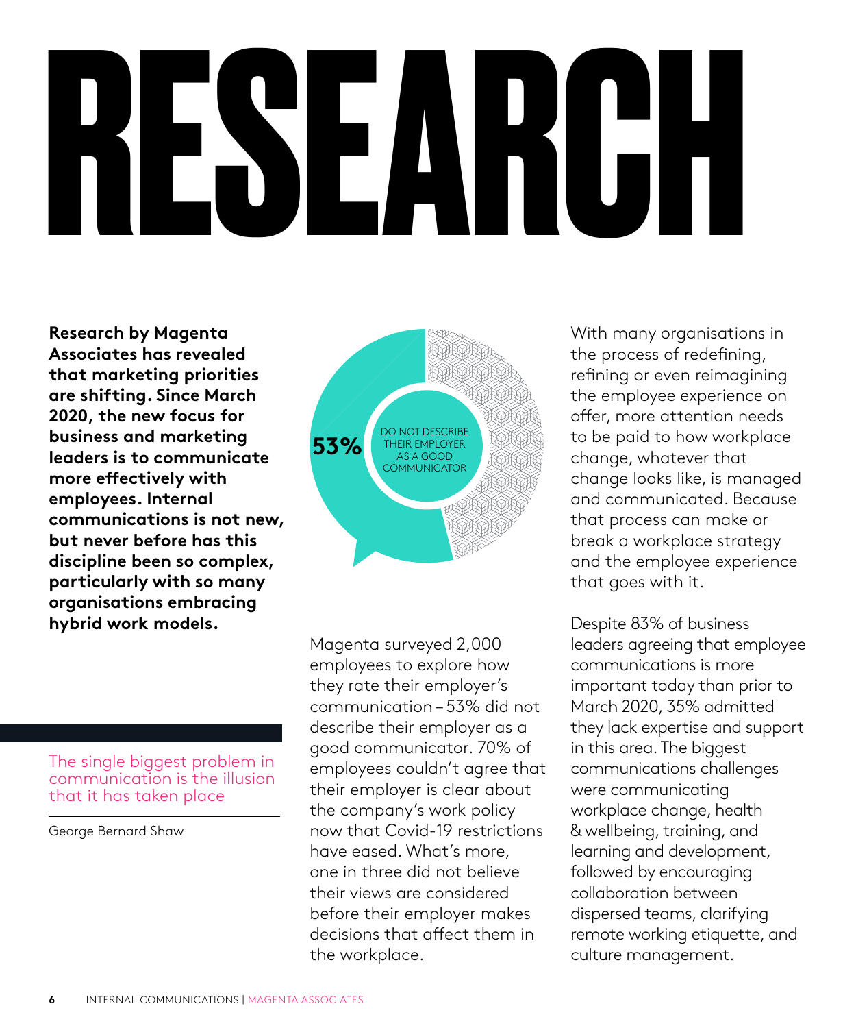# RESEARCH

**Research by Magenta Associates has revealed that marketing priorities are shifting. Since March 2020, the new focus for business and marketing leaders is to communicate more effectively with employees. Internal communications is not new, but never before has this discipline been so complex, particularly with so many organisations embracing hybrid work models.**

> The single biggest problem in communication is the illusion that it has taken place
>
> George Bernard Shaw

**53%** DO NOT DESCRIBE THEIR EMPLOYER AS A GOOD COMMUNICATOR

Magenta surveyed 2,000 employees to explore how they rate their employer's communication – 53% did not describe their employer as a good communicator. 70% of employees couldn't agree that their employer is clear about the company's work policy now that Covid-19 restrictions have eased. What's more, one in three did not believe their views are considered before their employer makes decisions that affect them in the workplace.

With many organisations in the process of redefining, refining or even reimagining the employee experience on offer, more attention needs to be paid to how workplace change, whatever that change looks like, is managed and communicated. Because that process can make or break a workplace strategy and the employee experience that goes with it.

Despite 83% of business leaders agreeing that employee communications is more important today than prior to March 2020, 35% admitted they lack expertise and support in this area. The biggest communications challenges were communicating workplace change, health & wellbeing, training, and learning and development, followed by encouraging collaboration between dispersed teams, clarifying remote working etiquette, and culture management.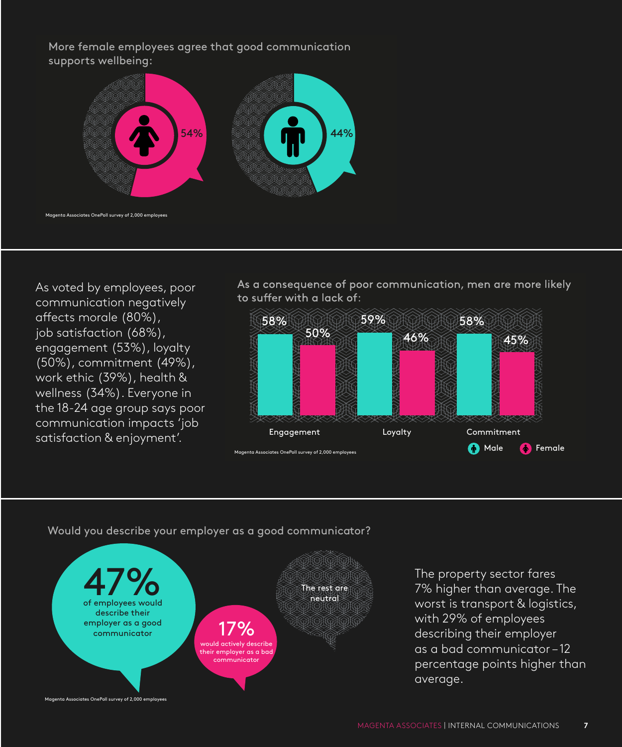More female employees agree that good communication supports wellbeing:

- Female: 54%
- Male: 44%

Magenta Associates OnePoll survey of 2,000 employees

As voted by employees, poor communication negatively affects morale (80%), job satisfaction (68%), engagement (53%), loyalty (50%), commitment (49%), work ethic (39%), health & wellness (34%). Everyone in the 18-24 age group says poor communication impacts 'job satisfaction & enjoyment'.

As a consequence of poor communication, men are more likely to suffer with a lack of:

| | Male | Female |
|---|---|---|
| Engagement | 58% | 50% |
| Loyalty | 59% | 46% |
| Commitment | 58% | 45% |

Magenta Associates OnePoll survey of 2,000 employees

Would you describe your employer as a good communicator?

**47%** of employees would describe their employer as a good communicator

**17%** would actively describe their employer as a bad communicator

The rest are neutral

Magenta Associates OnePoll survey of 2,000 employees

The property sector fares 7% higher than average. The worst is transport & logistics, with 29% of employees describing their employer as a bad communicator – 12 percentage points higher than average.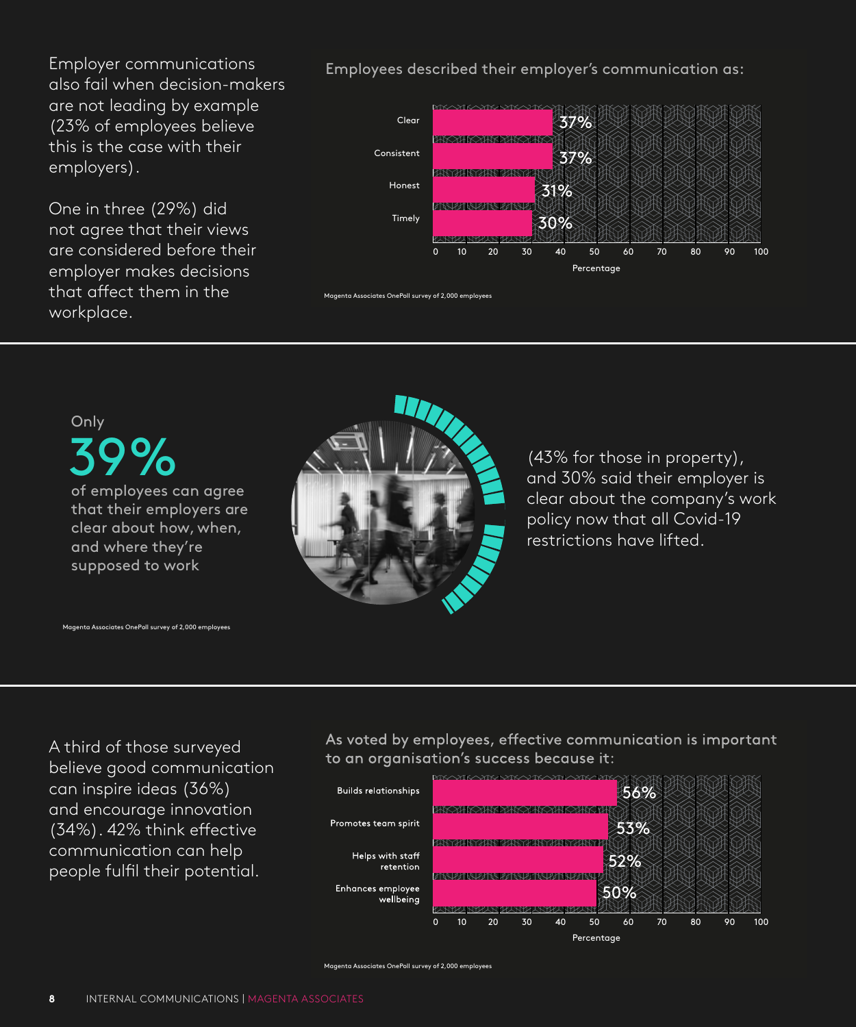Employer communications also fail when decision-makers are not leading by example (23% of employees believe this is the case with their employers).

One in three (29%) did not agree that their views are considered before their employer makes decisions that affect them in the workplace.

**Employees described their employer's communication as:**

| Description | Percentage |
|---|---|
| Clear | 37% |
| Consistent | 37% |
| Honest | 31% |
| Timely | 30% |

Magenta Associates OnePoll survey of 2,000 employees

Only

# 39%

of employees can agree that their employers are clear about how, when, and where they're supposed to work

(43% for those in property), and 30% said their employer is clear about the company's work policy now that all Covid-19 restrictions have lifted.

Magenta Associates OnePoll survey of 2,000 employees

A third of those surveyed believe good communication can inspire ideas (36%) and encourage innovation (34%). 42% think effective communication can help people fulfil their potential.

**As voted by employees, effective communication is important to an organisation's success because it:**

| Reason | Percentage |
|---|---|
| Builds relationships | 56% |
| Promotes team spirit | 53% |
| Helps with staff retention | 52% |
| Enhances employee wellbeing | 50% |

Magenta Associates OnePoll survey of 2,000 employees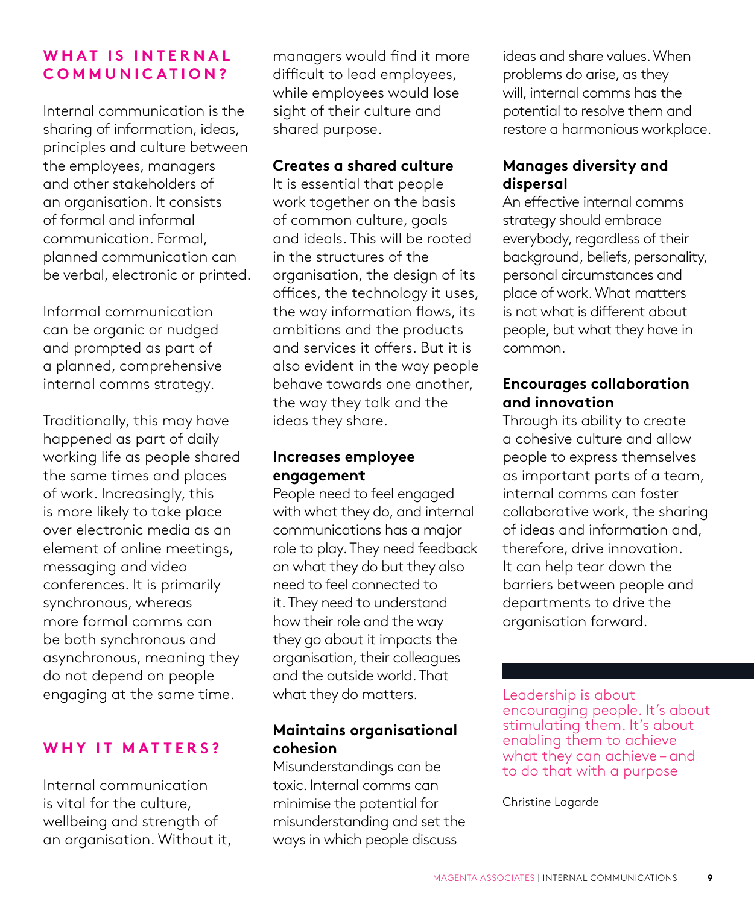## WHAT IS INTERNAL COMMUNICATION?

Internal communication is the sharing of information, ideas, principles and culture between the employees, managers and other stakeholders of an organisation. It consists of formal and informal communication. Formal, planned communication can be verbal, electronic or printed.

Informal communication can be organic or nudged and prompted as part of a planned, comprehensive internal comms strategy.

Traditionally, this may have happened as part of daily working life as people shared the same times and places of work. Increasingly, this is more likely to take place over electronic media as an element of online meetings, messaging and video conferences. It is primarily synchronous, whereas more formal comms can be both synchronous and asynchronous, meaning they do not depend on people engaging at the same time.

## WHY IT MATTERS?

Internal communication is vital for the culture, wellbeing and strength of an organisation. Without it, managers would find it more difficult to lead employees, while employees would lose sight of their culture and shared purpose.

**Creates a shared culture**

It is essential that people work together on the basis of common culture, goals and ideals. This will be rooted in the structures of the organisation, the design of its offices, the technology it uses, the way information flows, its ambitions and the products and services it offers. But it is also evident in the way people behave towards one another, the way they talk and the ideas they share.

**Increases employee engagement**

People need to feel engaged with what they do, and internal communications has a major role to play. They need feedback on what they do but they also need to feel connected to it. They need to understand how their role and the way they go about it impacts the organisation, their colleagues and the outside world. That what they do matters.

**Maintains organisational cohesion**

Misunderstandings can be toxic. Internal comms can minimise the potential for misunderstanding and set the ways in which people discuss ideas and share values. When problems do arise, as they will, internal comms has the potential to resolve them and restore a harmonious workplace.

**Manages diversity and dispersal**

An effective internal comms strategy should embrace everybody, regardless of their background, beliefs, personality, personal circumstances and place of work. What matters is not what is different about people, but what they have in common.

**Encourages collaboration and innovation**

Through its ability to create a cohesive culture and allow people to express themselves as important parts of a team, internal comms can foster collaborative work, the sharing of ideas and information and, therefore, drive innovation. It can help tear down the barriers between people and departments to drive the organisation forward.

> Leadership is about encouraging people. It's about stimulating them. It's about enabling them to achieve what they can achieve – and to do that with a purpose
>
> Christine Lagarde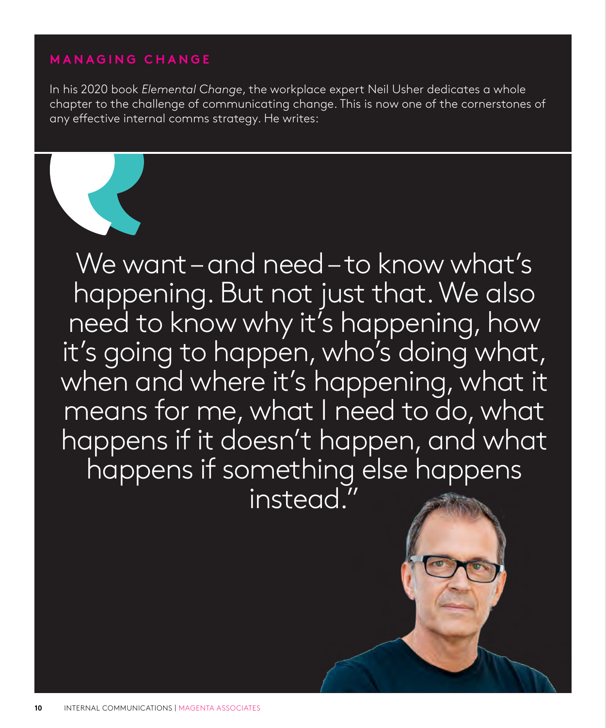## MANAGING CHANGE

In his 2020 book *Elemental Change*, the workplace expert Neil Usher dedicates a whole chapter to the challenge of communicating change. This is now one of the cornerstones of any effective internal comms strategy. He writes:

> We want – and need – to know what's happening. But not just that. We also need to know why it's happening, how it's going to happen, who's doing what, when and where it's happening, what it means for me, what I need to do, what happens if it doesn't happen, and what happens if something else happens instead."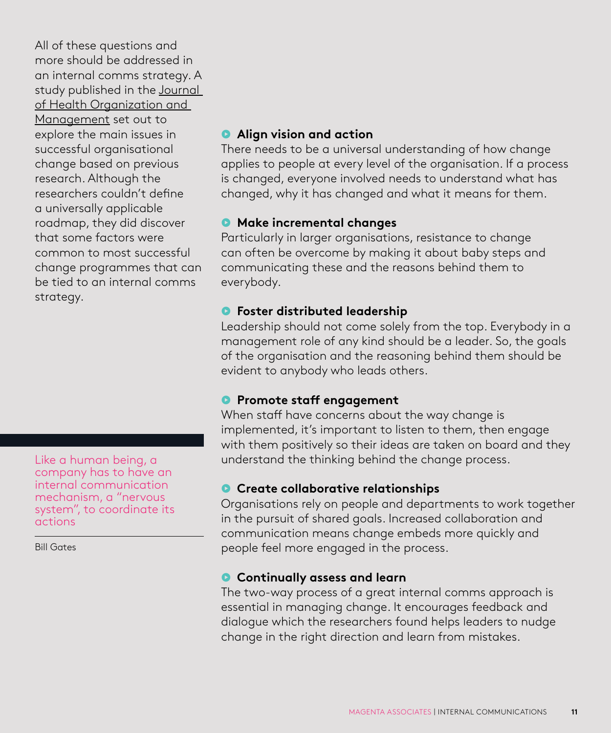All of these questions and more should be addressed in an internal comms strategy. A study published in the Journal of Health Organization and Management set out to explore the main issues in successful organisational change based on previous research. Although the researchers couldn't define a universally applicable roadmap, they did discover that some factors were common to most successful change programmes that can be tied to an internal comms strategy.

> Like a human being, a company has to have an internal communication mechanism, a "nervous system", to coordinate its actions
>
> Bill Gates

- **Align vision and action**
  There needs to be a universal understanding of how change applies to people at every level of the organisation. If a process is changed, everyone involved needs to understand what has changed, why it has changed and what it means for them.

- **Make incremental changes**
  Particularly in larger organisations, resistance to change can often be overcome by making it about baby steps and communicating these and the reasons behind them to everybody.

- **Foster distributed leadership**
  Leadership should not come solely from the top. Everybody in a management role of any kind should be a leader. So, the goals of the organisation and the reasoning behind them should be evident to anybody who leads others.

- **Promote staff engagement**
  When staff have concerns about the way change is implemented, it's important to listen to them, then engage with them positively so their ideas are taken on board and they understand the thinking behind the change process.

- **Create collaborative relationships**
  Organisations rely on people and departments to work together in the pursuit of shared goals. Increased collaboration and communication means change embeds more quickly and people feel more engaged in the process.

- **Continually assess and learn**
  The two-way process of a great internal comms approach is essential in managing change. It encourages feedback and dialogue which the researchers found helps leaders to nudge change in the right direction and learn from mistakes.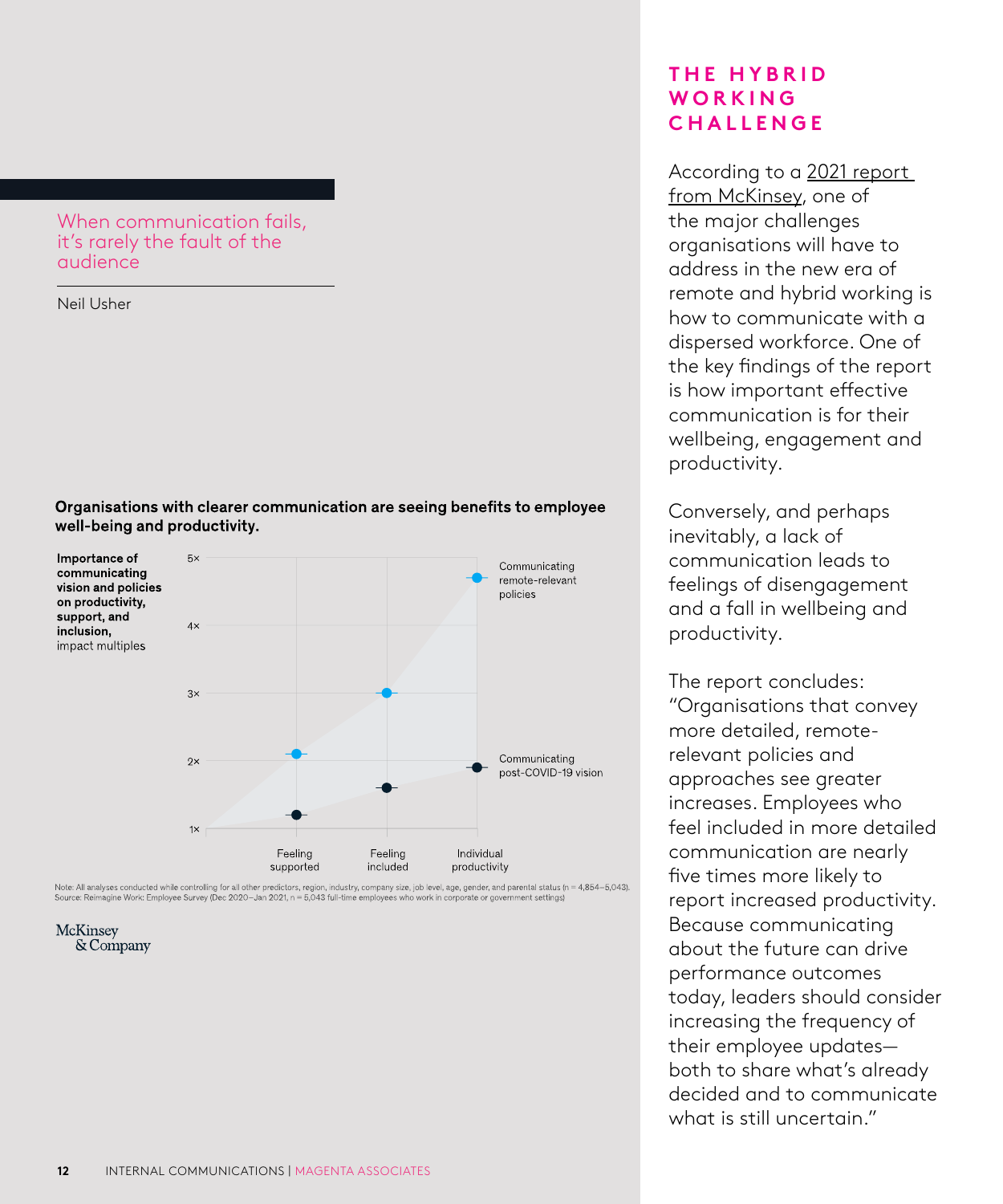> When communication fails, it's rarely the fault of the audience
>
> Neil Usher

**Organisations with clearer communication are seeing benefits to employee well-being and productivity.**

**Importance of communicating vision and policies on productivity, support, and inclusion,** impact multiples

| | Feeling supported | Feeling included | Individual productivity |
|---|---|---|---|
| Communicating remote-relevant policies | ~2.1× | ~3× | ~4.7× |
| Communicating post-COVID-19 vision | ~1.2× | ~1.6× | ~1.9× |

Note: All analyses conducted while controlling for all other predictors, region, industry, company size, job level, age, gender, and parental status (n = 4,854–5,043).
Source: Reimagine Work: Employee Survey (Dec 2020–Jan 2021, n = 5,043 full-time employees who work in corporate or government settings)

McKinsey & Company

## THE HYBRID WORKING CHALLENGE

According to a 2021 report from McKinsey, one of the major challenges organisations will have to address in the new era of remote and hybrid working is how to communicate with a dispersed workforce. One of the key findings of the report is how important effective communication is for their wellbeing, engagement and productivity.

Conversely, and perhaps inevitably, a lack of communication leads to feelings of disengagement and a fall in wellbeing and productivity.

The report concludes: "Organisations that convey more detailed, remote-relevant policies and approaches see greater increases. Employees who feel included in more detailed communication are nearly five times more likely to report increased productivity. Because communicating about the future can drive performance outcomes today, leaders should consider increasing the frequency of their employee updates—both to share what's already decided and to communicate what is still uncertain."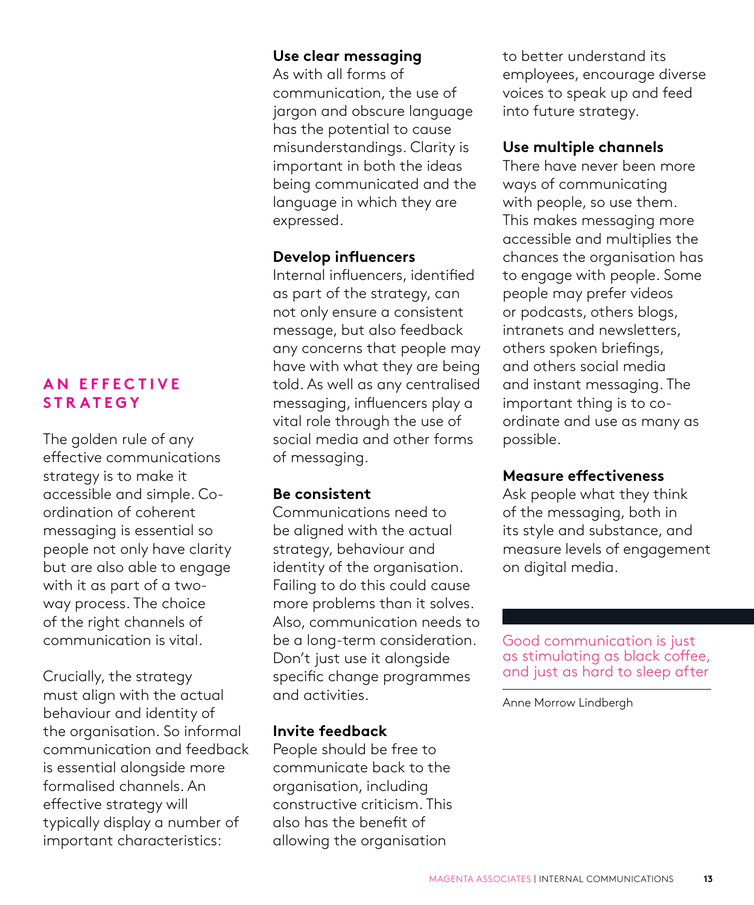## AN EFFECTIVE STRATEGY

The golden rule of any effective communications strategy is to make it accessible and simple. Co-ordination of coherent messaging is essential so people not only have clarity but are also able to engage with it as part of a two-way process. The choice of the right channels of communication is vital.

Crucially, the strategy must align with the actual behaviour and identity of the organisation. So informal communication and feedback is essential alongside more formalised channels. An effective strategy will typically display a number of important characteristics:

**Use clear messaging**
As with all forms of communication, the use of jargon and obscure language has the potential to cause misunderstandings. Clarity is important in both the ideas being communicated and the language in which they are expressed.

**Develop influencers**
Internal influencers, identified as part of the strategy, can not only ensure a consistent message, but also feedback any concerns that people may have with what they are being told. As well as any centralised messaging, influencers play a vital role through the use of social media and other forms of messaging.

**Be consistent**
Communications need to be aligned with the actual strategy, behaviour and identity of the organisation. Failing to do this could cause more problems than it solves. Also, communication needs to be a long-term consideration. Don't just use it alongside specific change programmes and activities.

**Invite feedback**
People should be free to communicate back to the organisation, including constructive criticism. This also has the benefit of allowing the organisation to better understand its employees, encourage diverse voices to speak up and feed into future strategy.

**Use multiple channels**
There have never been more ways of communicating with people, so use them. This makes messaging more accessible and multiplies the chances the organisation has to engage with people. Some people may prefer videos or podcasts, others blogs, intranets and newsletters, others spoken briefings, and others social media and instant messaging. The important thing is to co-ordinate and use as many as possible.

**Measure effectiveness**
Ask people what they think of the messaging, both in its style and substance, and measure levels of engagement on digital media.

> Good communication is just as stimulating as black coffee, and just as hard to sleep after
>
> Anne Morrow Lindbergh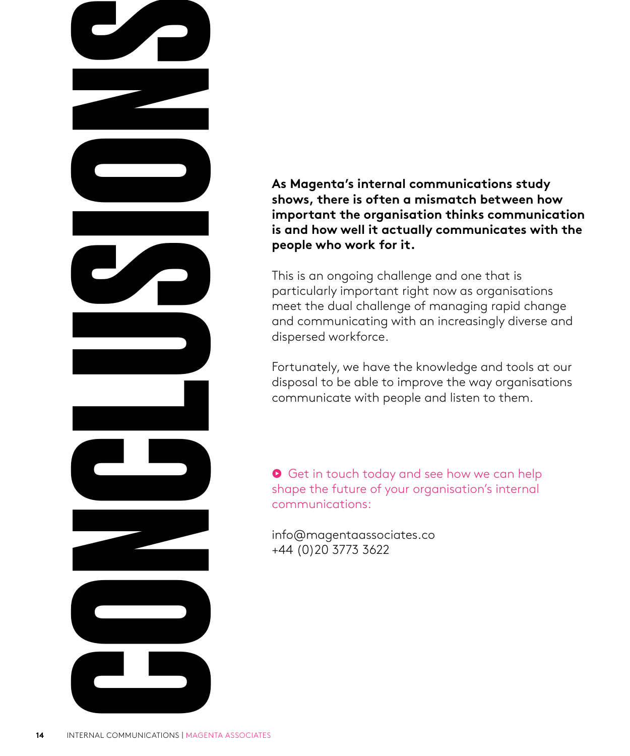# CONCLUSIONS

**As Magenta's internal communications study shows, there is often a mismatch between how important the organisation thinks communication is and how well it actually communicates with the people who work for it.**

This is an ongoing challenge and one that is particularly important right now as organisations meet the dual challenge of managing rapid change and communicating with an increasingly diverse and dispersed workforce.

Fortunately, we have the knowledge and tools at our disposal to be able to improve the way organisations communicate with people and listen to them.

Get in touch today and see how we can help shape the future of your organisation's internal communications:

info@magentaassociates.co
+44 (0)20 3773 3622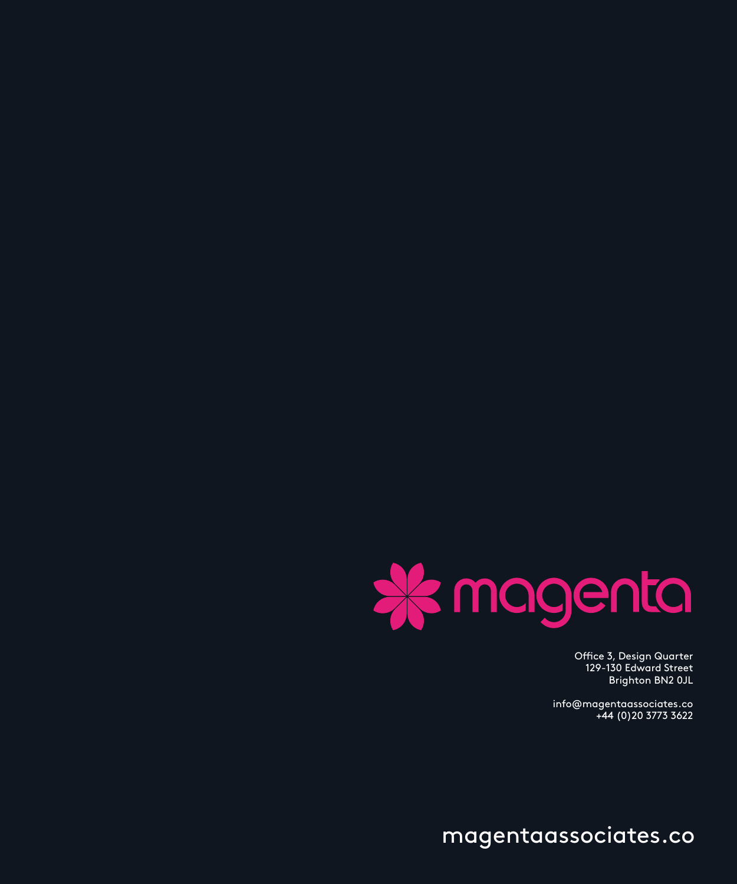magenta

Office 3, Design Quarter
129-130 Edward Street
Brighton BN2 0JL

info@magentaassociates.co
+44 (0)20 3773 3622

magentaassociates.co